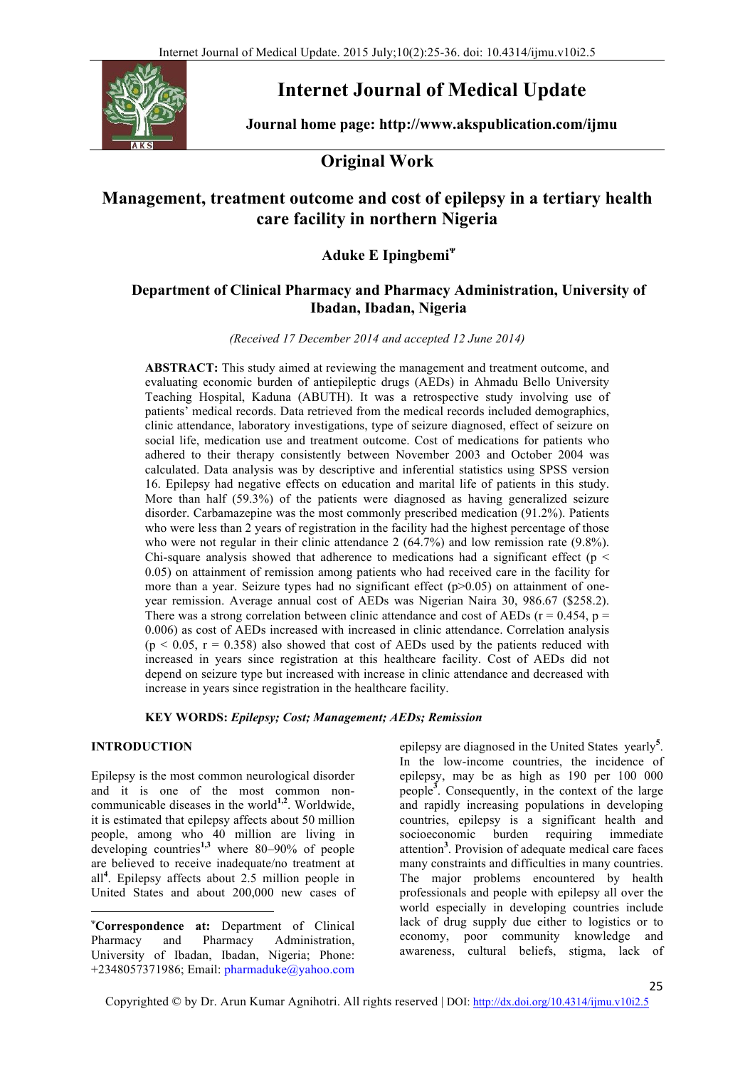# Internet Journal of Medical Update

**Journal home page: http://www.akspublication.com/ijmu**

## Original Work

# Management, treatment outcome and cost of epilepsy in a tertiary health care facility in northern Nigeria

### Aduke E Ipingbemi[Ψ]

### Department of Clinical Pharmacy and Pharmacy Administration, University of Ibadan, Ibadan, Nigeria

*(Received 17 December 2014 and accepted 12 June 2014)*

**ABSTRACT:** This study aimed at reviewing the management and treatment outcome, and evaluating economic burden of antiepileptic drugs (AEDs) in Ahmadu Bello University Teaching Hospital, Kaduna (ABUTH). It was a retrospective study involving use of patients' medical records. Data retrieved from the medical records included demographics, clinic attendance, laboratory investigations, type of seizure diagnosed, effect of seizure on social life, medication use and treatment outcome. Cost of medications for patients who adhered to their therapy consistently between November 2003 and October 2004 was calculated. Data analysis was by descriptive and inferential statistics using SPSS version 16. Epilepsy had negative effects on education and marital life of patients in this study. More than half (59.3%) of the patients were diagnosed as having generalized seizure disorder. Carbamazepine was the most commonly prescribed medication (91.2%). Patients who were less than 2 years of registration in the facility had the highest percentage of those who were not regular in their clinic attendance 2 (64.7%) and low remission rate (9.8%). Chi-square analysis showed that adherence to medications had a significant effect ($p < 0.05$) on attainment of remission among patients who had received care in the facility for more than a year. Seizure types had no significant effect ($p>0.05$) on attainment of one-year remission. Average annual cost of AEDs was Nigerian Naira 30, 986.67 ($258.2). There was a strong correlation between clinic attendance and cost of AEDs ($r = 0.454$, $p = 0.006$) as cost of AEDs increased with increased in clinic attendance. Correlation analysis ($p < 0.05$, $r = 0.358$) also showed that cost of AEDs used by the patients reduced with increased in years since registration at this healthcare facility. Cost of AEDs did not depend on seizure type but increased with increase in clinic attendance and decreased with increase in years since registration in the healthcare facility.

**KEY WORDS:** ***Epilepsy; Cost; Management; AEDs; Remission***

## INTRODUCTION

Epilepsy is the most common neurological disorder and it is one of the most common non-communicable diseases in the world[1,2]. Worldwide, it is estimated that epilepsy affects about 50 million people, among who 40 million are living in developing countries[1,3] where 80–90% of people are believed to receive inadequate/no treatment at all[4]. Epilepsy affects about 2.5 million people in United States and about 200,000 new cases of epilepsy are diagnosed in the United States yearly[5]. In the low-income countries, the incidence of epilepsy, may be as high as 190 per 100 000 people[3]. Consequently, in the context of the large and rapidly increasing populations in developing countries, epilepsy is a significant health and socioeconomic burden requiring immediate attention[3]. Provision of adequate medical care faces many constraints and difficulties in many countries. The major problems encountered by health professionals and people with epilepsy all over the world especially in developing countries include lack of drug supply due either to logistics or to economy, poor community knowledge and awareness, cultural beliefs, stigma, lack of

---

[Ψ]**Correspondence at:** Department of Clinical Pharmacy and Pharmacy Administration, University of Ibadan, Ibadan, Nigeria; Phone: +2348057371986; Email: pharmaduke@yahoo.com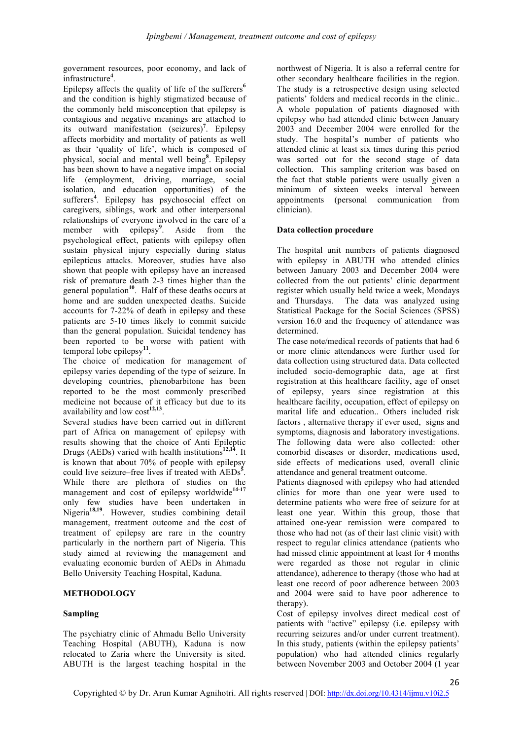government resources, poor economy, and lack of infrastructure[4].

Epilepsy affects the quality of life of the sufferers[6] and the condition is highly stigmatized because of the commonly held misconception that epilepsy is contagious and negative meanings are attached to its outward manifestation (seizures)[7]. Epilepsy affects morbidity and mortality of patients as well as their 'quality of life', which is composed of physical, social and mental well being[8]. Epilepsy has been shown to have a negative impact on social life (employment, driving, marriage, social isolation, and education opportunities) of the sufferers[4]. Epilepsy has psychosocial effect on caregivers, siblings, work and other interpersonal relationships of everyone involved in the care of a member with epilepsy[9]. Aside from the psychological effect, patients with epilepsy often sustain physical injury especially during status epilepticus attacks. Moreover, studies have also shown that people with epilepsy have an increased risk of premature death 2-3 times higher than the general population[10]. Half of these deaths occurs at home and are sudden unexpected deaths. Suicide accounts for 7-22% of death in epilepsy and these patients are 5-10 times likely to commit suicide than the general population. Suicidal tendency has been reported to be worse with patient with temporal lobe epilepsy[11].

The choice of medication for management of epilepsy varies depending of the type of seizure. In developing countries, phenobarbitone has been reported to be the most commonly prescribed medicine not because of it efficacy but due to its availability and low cost[12,13].

Several studies have been carried out in different part of Africa on management of epilepsy with results showing that the choice of Anti Epileptic Drugs (AEDs) varied with health institutions[12,14]. It is known that about 70% of people with epilepsy could live seizure–free lives if treated with AEDs[5]. While there are plethora of studies on the management and cost of epilepsy worldwide[14-17] only few studies have been undertaken in Nigeria[18,19]. However, studies combining detail management, treatment outcome and the cost of treatment of epilepsy are rare in the country particularly in the northern part of Nigeria. This study aimed at reviewing the management and evaluating economic burden of AEDs in Ahmadu Bello University Teaching Hospital, Kaduna.

## METHODOLOGY

### Sampling

The psychiatry clinic of Ahmadu Bello University Teaching Hospital (ABUTH), Kaduna is now relocated to Zaria where the University is sited. ABUTH is the largest teaching hospital in the northwest of Nigeria. It is also a referral centre for other secondary healthcare facilities in the region. The study is a retrospective design using selected patients' folders and medical records in the clinic.. A whole population of patients diagnosed with epilepsy who had attended clinic between January 2003 and December 2004 were enrolled for the study. The hospital's number of patients who attended clinic at least six times during this period was sorted out for the second stage of data collection. This sampling criterion was based on the fact that stable patients were usually given a minimum of sixteen weeks interval between appointments (personal communication from clinician).

### Data collection procedure

The hospital unit numbers of patients diagnosed with epilepsy in ABUTH who attended clinics between January 2003 and December 2004 were collected from the out patients' clinic department register which usually held twice a week, Mondays and Thursdays. The data was analyzed using Statistical Package for the Social Sciences (SPSS) version 16.0 and the frequency of attendance was determined.

The case note/medical records of patients that had 6 or more clinic attendances were further used for data collection using structured data. Data collected included socio-demographic data, age at first registration at this healthcare facility, age of onset of epilepsy, years since registration at this healthcare facility, occupation, effect of epilepsy on marital life and education.. Others included risk factors , alternative therapy if ever used, signs and symptoms, diagnosis and laboratory investigations. The following data were also collected: other comorbid diseases or disorder, medications used, side effects of medications used, overall clinic attendance and general treatment outcome.

Patients diagnosed with epilepsy who had attended clinics for more than one year were used to determine patients who were free of seizure for at least one year. Within this group, those that attained one-year remission were compared to those who had not (as of their last clinic visit) with respect to regular clinics attendance (patients who had missed clinic appointment at least for 4 months were regarded as those not regular in clinic attendance), adherence to therapy (those who had at least one record of poor adherence between 2003 and 2004 were said to have poor adherence to therapy).

Cost of epilepsy involves direct medical cost of patients with "active" epilepsy (i.e. epilepsy with recurring seizures and/or under current treatment). In this study, patients (within the epilepsy patients' population) who had attended clinics regularly between November 2003 and October 2004 (1 year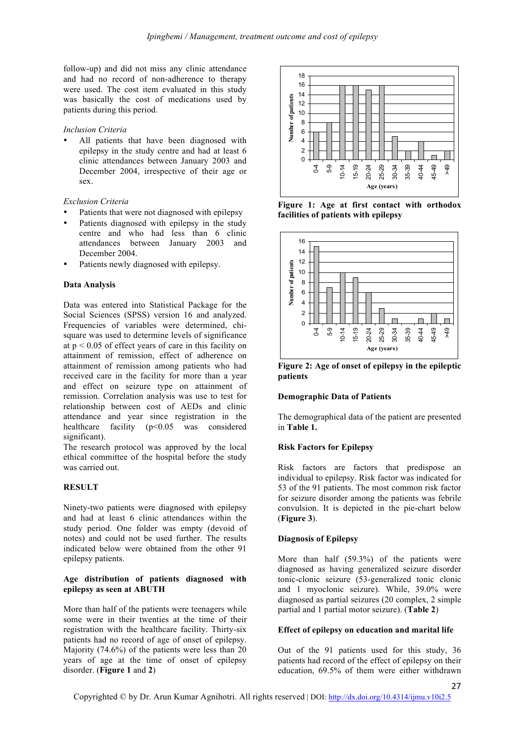follow-up) and did not miss any clinic attendance and had no record of non-adherence to therapy were used. The cost item evaluated in this study was basically the cost of medications used by patients during this period.

*Inclusion Criteria*

- All patients that have been diagnosed with epilepsy in the study centre and had at least 6 clinic attendances between January 2003 and December 2004, irrespective of their age or sex.

*Exclusion Criteria*

- Patients that were not diagnosed with epilepsy
- Patients diagnosed with epilepsy in the study centre and who had less than 6 clinic attendances between January 2003 and December 2004.
- Patients newly diagnosed with epilepsy.

**Data Analysis**

Data was entered into Statistical Package for the Social Sciences (SPSS) version 16 and analyzed. Frequencies of variables were determined, chi-square was used to determine levels of significance at $p < 0.05$ of effect years of care in this facility on attainment of remission, effect of adherence on attainment of remission among patients who had received care in the facility for more than a year and effect on seizure type on attainment of remission. Correlation analysis was use to test for relationship between cost of AEDs and clinic attendance and year since registration in the healthcare facility ($p<0.05$ was considered significant).

The research protocol was approved by the local ethical committee of the hospital before the study was carried out.

**RESULT**

Ninety-two patients were diagnosed with epilepsy and had at least 6 clinic attendances within the study period. One folder was empty (devoid of notes) and could not be used further. The results indicated below were obtained from the other 91 epilepsy patients.

**Age distribution of patients diagnosed with epilepsy as seen at ABUTH**

More than half of the patients were teenagers while some were in their twenties at the time of their registration with the healthcare facility. Thirty-six patients had no record of age of onset of epilepsy. Majority (74.6%) of the patients were less than 20 years of age at the time of onset of epilepsy disorder. (**Figure 1** and **2**)

**Figure 1: Age at first contact with orthodox facilities of patients with epilepsy**

**Figure 2: Age of onset of epilepsy in the epileptic patients**

**Demographic Data of Patients**

The demographical data of the patient are presented in **Table 1.**

**Risk Factors for Epilepsy**

Risk factors are factors that predispose an individual to epilepsy. Risk factor was indicated for 53 of the 91 patients. The most common risk factor for seizure disorder among the patients was febrile convulsion. It is depicted in the pie-chart below (**Figure 3**).

**Diagnosis of Epilepsy**

More than half (59.3%) of the patients were diagnosed as having generalized seizure disorder tonic-clonic seizure (53-generalized tonic clonic and 1 myoclonic seizure). While, 39.0% were diagnosed as partial seizures (20 complex, 2 simple partial and 1 partial motor seizure). (**Table 2**)

**Effect of epilepsy on education and marital life**

Out of the 91 patients used for this study, 36 patients had record of the effect of epilepsy on their education, 69.5% of them were either withdrawn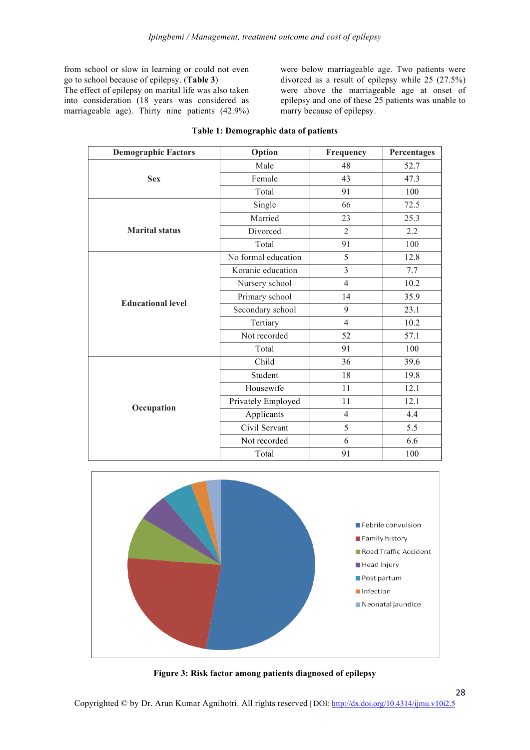from school or slow in learning or could not even go to school because of epilepsy. (**Table 3**)

The effect of epilepsy on marital life was also taken into consideration (18 years was considered as marriageable age). Thirty nine patients (42.9%) were below marriageable age. Two patients were divorced as a result of epilepsy while 25 (27.5%) were above the marriageable age at onset of epilepsy and one of these 25 patients was unable to marry because of epilepsy.

**Table 1: Demographic data of patients**

| Demographic Factors | Option | Frequency | Percentages |
|---|---|---|---|
| **Sex** | Male | 48 | 52.7 |
| | Female | 43 | 47.3 |
| | Total | 91 | 100 |
| **Marital status** | Single | 66 | 72.5 |
| | Married | 23 | 25.3 |
| | Divorced | 2 | 2.2 |
| | Total | 91 | 100 |
| **Educational level** | No formal education | 5 | 12.8 |
| | Koranic education | 3 | 7.7 |
| | Nursery school | 4 | 10.2 |
| | Primary school | 14 | 35.9 |
| | Secondary school | 9 | 23.1 |
| | Tertiary | 4 | 10.2 |
| | Not recorded | 52 | 57.1 |
| | Total | 91 | 100 |
| **Occupation** | Child | 36 | 39.6 |
| | Student | 18 | 19.8 |
| | Housewife | 11 | 12.1 |
| | Privately Employed | 11 | 12.1 |
| | Applicants | 4 | 4.4 |
| | Civil Servant | 5 | 5.5 |
| | Not recorded | 6 | 6.6 |
| | Total | 91 | 100 |

**Figure 3: Risk factor among patients diagnosed of epilepsy**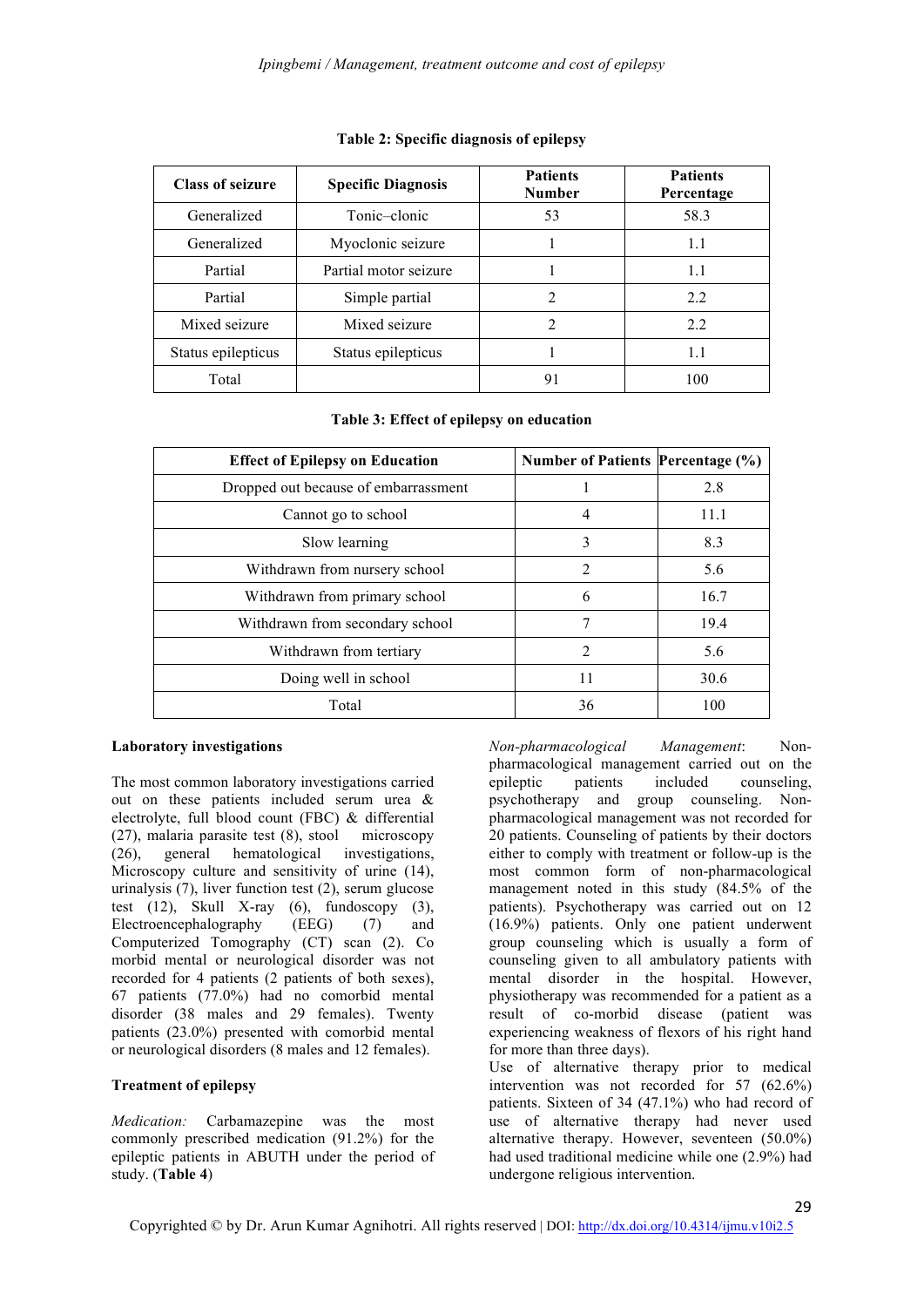**Table 2: Specific diagnosis of epilepsy**

| Class of seizure | Specific Diagnosis | Patients Number | Patients Percentage |
|---|---|---|---|
| Generalized | Tonic–clonic | 53 | 58.3 |
| Generalized | Myoclonic seizure | 1 | 1.1 |
| Partial | Partial motor seizure | 1 | 1.1 |
| Partial | Simple partial | 2 | 2.2 |
| Mixed seizure | Mixed seizure | 2 | 2.2 |
| Status epilepticus | Status epilepticus | 1 | 1.1 |
| Total | | 91 | 100 |

**Table 3: Effect of epilepsy on education**

| Effect of Epilepsy on Education | Number of Patients | Percentage (%) |
|---|---|---|
| Dropped out because of embarrassment | 1 | 2.8 |
| Cannot go to school | 4 | 11.1 |
| Slow learning | 3 | 8.3 |
| Withdrawn from nursery school | 2 | 5.6 |
| Withdrawn from primary school | 6 | 16.7 |
| Withdrawn from secondary school | 7 | 19.4 |
| Withdrawn from tertiary | 2 | 5.6 |
| Doing well in school | 11 | 30.6 |
| Total | 36 | 100 |

**Laboratory investigations**

The most common laboratory investigations carried out on these patients included serum urea & electrolyte, full blood count (FBC) & differential (27), malaria parasite test (8), stool microscopy (26), general hematological investigations, Microscopy culture and sensitivity of urine (14), urinalysis (7), liver function test (2), serum glucose test (12), Skull X-ray (6), fundoscopy (3), Electroencephalography (EEG) (7) and Computerized Tomography (CT) scan (2). Co morbid mental or neurological disorder was not recorded for 4 patients (2 patients of both sexes), 67 patients (77.0%) had no comorbid mental disorder (38 males and 29 females). Twenty patients (23.0%) presented with comorbid mental or neurological disorders (8 males and 12 females).

**Treatment of epilepsy**

*Medication:* Carbamazepine was the most commonly prescribed medication (91.2%) for the epileptic patients in ABUTH under the period of study. (**Table 4**)

*Non-pharmacological Management*: Non-pharmacological management carried out on the epileptic patients included counseling, psychotherapy and group counseling. Non-pharmacological management was not recorded for 20 patients. Counseling of patients by their doctors either to comply with treatment or follow-up is the most common form of non-pharmacological management noted in this study (84.5% of the patients). Psychotherapy was carried out on 12 (16.9%) patients. Only one patient underwent group counseling which is usually a form of counseling given to all ambulatory patients with mental disorder in the hospital. However, physiotherapy was recommended for a patient as a result of co-morbid disease (patient was experiencing weakness of flexors of his right hand for more than three days).

Use of alternative therapy prior to medical intervention was not recorded for 57 (62.6%) patients. Sixteen of 34 (47.1%) who had record of use of alternative therapy had never used alternative therapy. However, seventeen (50.0%) had used traditional medicine while one (2.9%) had undergone religious intervention.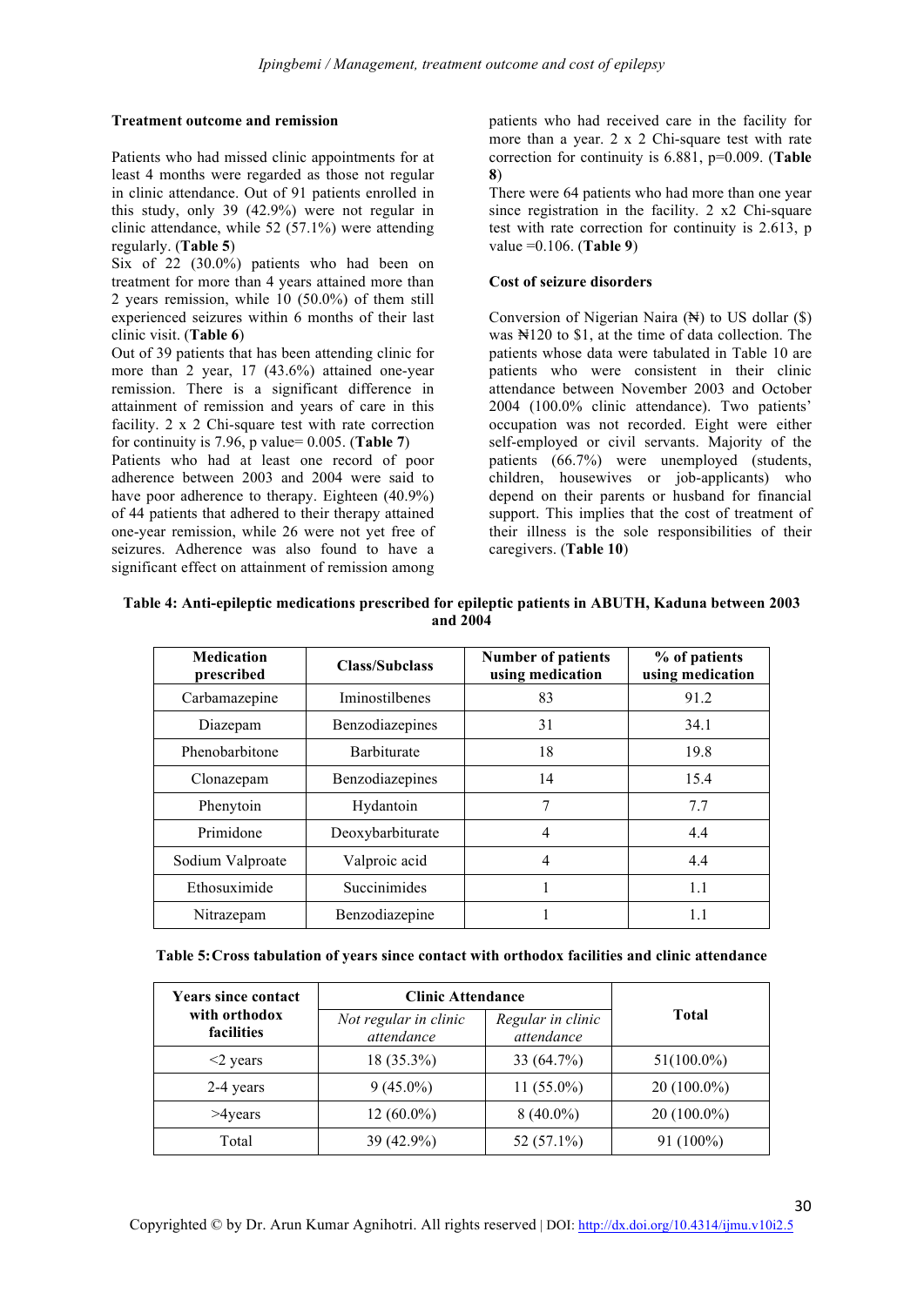### Treatment outcome and remission

Patients who had missed clinic appointments for at least 4 months were regarded as those not regular in clinic attendance. Out of 91 patients enrolled in this study, only 39 (42.9%) were not regular in clinic attendance, while 52 (57.1%) were attending regularly. (**Table 5**)

Six of 22 (30.0%) patients who had been on treatment for more than 4 years attained more than 2 years remission, while 10 (50.0%) of them still experienced seizures within 6 months of their last clinic visit. (**Table 6**)

Out of 39 patients that has been attending clinic for more than 2 year, 17 (43.6%) attained one-year remission. There is a significant difference in attainment of remission and years of care in this facility. 2 x 2 Chi-square test with rate correction for continuity is 7.96, p value= 0.005. (**Table 7**)

Patients who had at least one record of poor adherence between 2003 and 2004 were said to have poor adherence to therapy. Eighteen (40.9%) of 44 patients that adhered to their therapy attained one-year remission, while 26 were not yet free of seizures. Adherence was also found to have a significant effect on attainment of remission among patients who had received care in the facility for more than a year. 2 x 2 Chi-square test with rate correction for continuity is 6.881, p=0.009. (**Table 8**)

There were 64 patients who had more than one year since registration in the facility. 2 x2 Chi-square test with rate correction for continuity is 2.613, p value =0.106. (**Table 9**)

### Cost of seizure disorders

Conversion of Nigerian Naira (₦) to US dollar ($) was ₦120 to $1, at the time of data collection. The patients whose data were tabulated in Table 10 are patients who were consistent in their clinic attendance between November 2003 and October 2004 (100.0% clinic attendance). Two patients' occupation was not recorded. Eight were either self-employed or civil servants. Majority of the patients (66.7%) were unemployed (students, children, housewives or job-applicants) who depend on their parents or husband for financial support. This implies that the cost of treatment of their illness is the sole responsibilities of their caregivers. (**Table 10**)

**Table 4: Anti-epileptic medications prescribed for epileptic patients in ABUTH, Kaduna between 2003 and 2004**

| Medication prescribed | Class/Subclass | Number of patients using medication | % of patients using medication |
|---|---|---|---|
| Carbamazepine | Iminostilbenes | 83 | 91.2 |
| Diazepam | Benzodiazepines | 31 | 34.1 |
| Phenobarbitone | Barbiturate | 18 | 19.8 |
| Clonazepam | Benzodiazepines | 14 | 15.4 |
| Phenytoin | Hydantoin | 7 | 7.7 |
| Primidone | Deoxybarbiturate | 4 | 4.4 |
| Sodium Valproate | Valproic acid | 4 | 4.4 |
| Ethosuximide | Succinimides | 1 | 1.1 |
| Nitrazepam | Benzodiazepine | 1 | 1.1 |

**Table 5: Cross tabulation of years since contact with orthodox facilities and clinic attendance**

| Years since contact with orthodox facilities | Clinic Attendance | | Total |
|---|---|---|---|
| | *Not regular in clinic attendance* | *Regular in clinic attendance* | |
| <2 years | 18 (35.3%) | 33 (64.7%) | 51(100.0%) |
| 2-4 years | 9 (45.0%) | 11 (55.0%) | 20 (100.0%) |
| >4years | 12 (60.0%) | 8 (40.0%) | 20 (100.0%) |
| Total | 39 (42.9%) | 52 (57.1%) | 91 (100%) |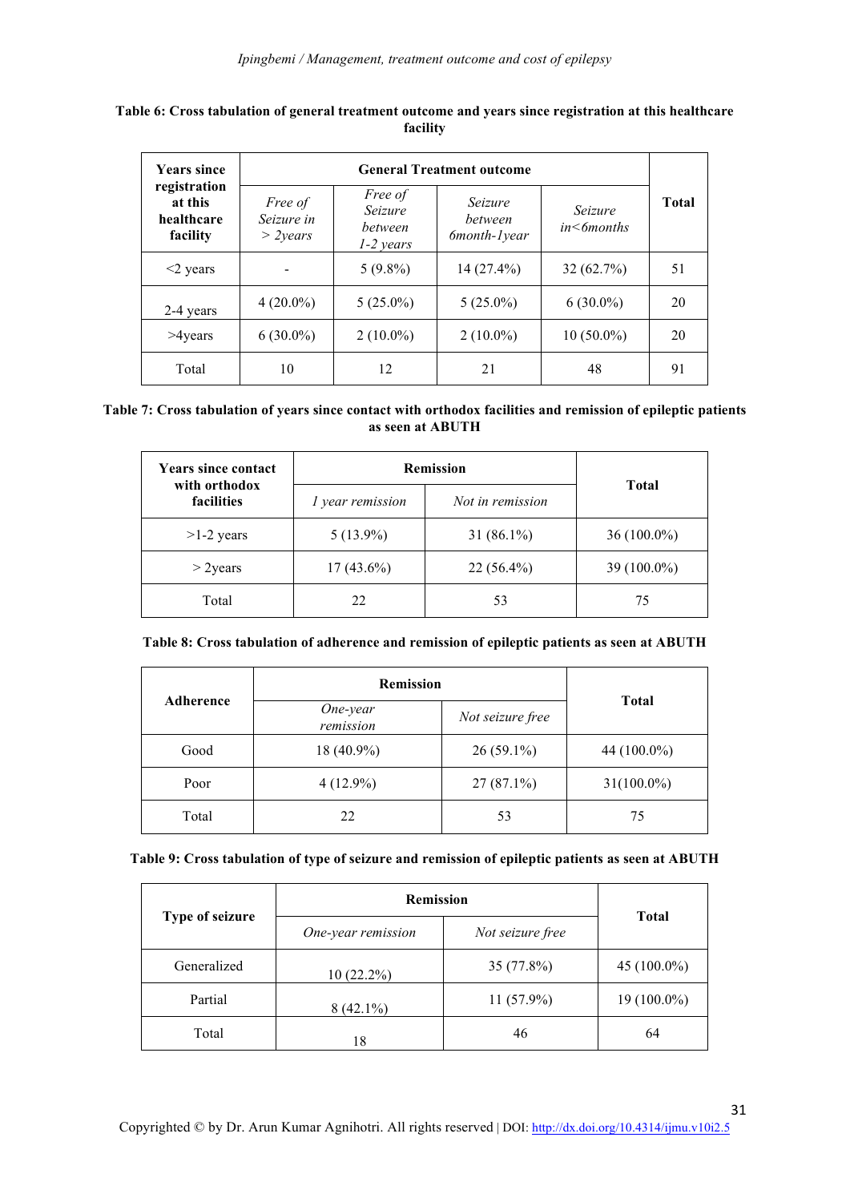**Table 6: Cross tabulation of general treatment outcome and years since registration at this healthcare facility**

| Years since registration at this healthcare facility | General Treatment outcome | | | | Total |
|---|---|---|---|---|---|
| | *Free of Seizure in > 2years* | *Free of Seizure between 1-2 years* | *Seizure between 6month-1year* | *Seizure in<6months* | |
| <2 years | - | 5 (9.8%) | 14 (27.4%) | 32 (62.7%) | 51 |
| 2-4 years | 4 (20.0%) | 5 (25.0%) | 5 (25.0%) | 6 (30.0%) | 20 |
| >4years | 6 (30.0%) | 2 (10.0%) | 2 (10.0%) | 10 (50.0%) | 20 |
| Total | 10 | 12 | 21 | 48 | 91 |

**Table 7: Cross tabulation of years since contact with orthodox facilities and remission of epileptic patients as seen at ABUTH**

| Years since contact with orthodox facilities | Remission | | Total |
|---|---|---|---|
| | *1 year remission* | *Not in remission* | |
| >1-2 years | 5 (13.9%) | 31 (86.1%) | 36 (100.0%) |
| > 2years | 17 (43.6%) | 22 (56.4%) | 39 (100.0%) |
| Total | 22 | 53 | 75 |

**Table 8: Cross tabulation of adherence and remission of epileptic patients as seen at ABUTH**

| Adherence | Remission | | Total |
|---|---|---|---|
| | *One-year remission* | *Not seizure free* | |
| Good | 18 (40.9%) | 26 (59.1%) | 44 (100.0%) |
| Poor | 4 (12.9%) | 27 (87.1%) | 31(100.0%) |
| Total | 22 | 53 | 75 |

**Table 9: Cross tabulation of type of seizure and remission of epileptic patients as seen at ABUTH**

| Type of seizure | Remission | | Total |
|---|---|---|---|
| | *One-year remission* | *Not seizure free* | |
| Generalized | 10 (22.2%) | 35 (77.8%) | 45 (100.0%) |
| Partial | 8 (42.1%) | 11 (57.9%) | 19 (100.0%) |
| Total | 18 | 46 | 64 |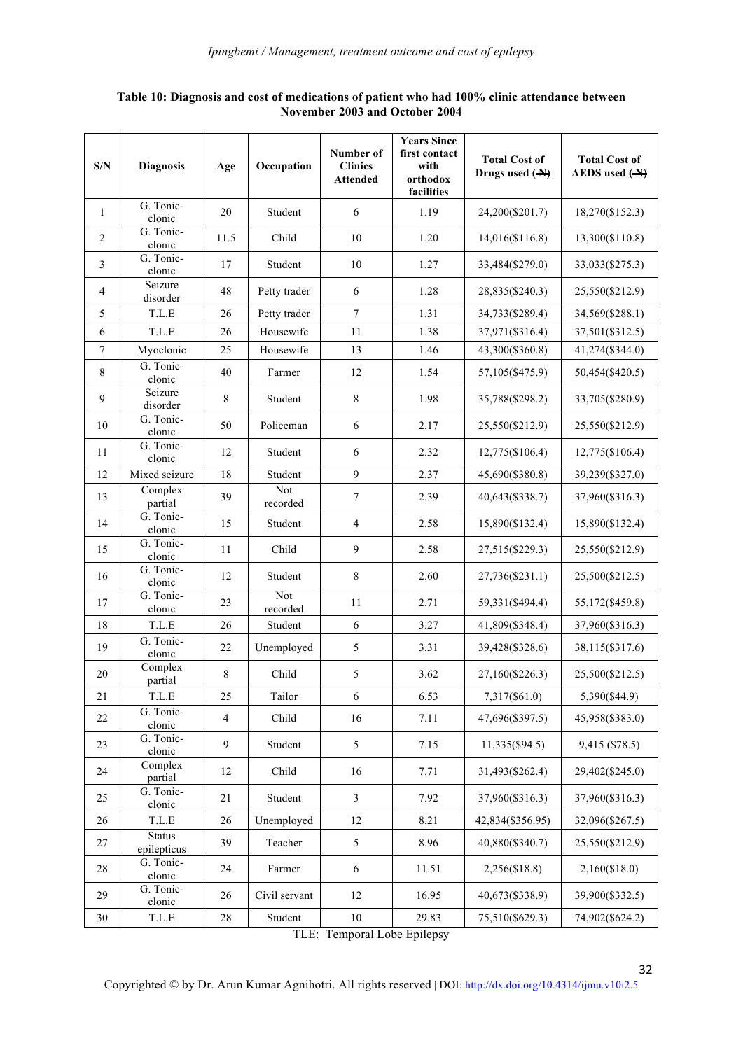**Table 10: Diagnosis and cost of medications of patient who had 100% clinic attendance between November 2003 and October 2004**

| S/N | Diagnosis | Age | Occupation | Number of Clinics Attended | Years Since first contact with orthodox facilities | Total Cost of Drugs used (~~N~~) | Total Cost of AEDS used (~~N~~) |
|---|---|---|---|---|---|---|---|
| 1 | G. Tonic-clonic | 20 | Student | 6 | 1.19 | 24,200($201.7) | 18,270($152.3) |
| 2 | G. Tonic-clonic | 11.5 | Child | 10 | 1.20 | 14,016($116.8) | 13,300($110.8) |
| 3 | G. Tonic-clonic | 17 | Student | 10 | 1.27 | 33,484($279.0) | 33,033($275.3) |
| 4 | Seizure disorder | 48 | Petty trader | 6 | 1.28 | 28,835($240.3) | 25,550($212.9) |
| 5 | T.L.E | 26 | Petty trader | 7 | 1.31 | 34,733($289.4) | 34,569($288.1) |
| 6 | T.L.E | 26 | Housewife | 11 | 1.38 | 37,971($316.4) | 37,501($312.5) |
| 7 | Myoclonic | 25 | Housewife | 13 | 1.46 | 43,300($360.8) | 41,274($344.0) |
| 8 | G. Tonic-clonic | 40 | Farmer | 12 | 1.54 | 57,105($475.9) | 50,454($420.5) |
| 9 | Seizure disorder | 8 | Student | 8 | 1.98 | 35,788($298.2) | 33,705($280.9) |
| 10 | G. Tonic-clonic | 50 | Policeman | 6 | 2.17 | 25,550($212.9) | 25,550($212.9) |
| 11 | G. Tonic-clonic | 12 | Student | 6 | 2.32 | 12,775($106.4) | 12,775($106.4) |
| 12 | Mixed seizure | 18 | Student | 9 | 2.37 | 45,690($380.8) | 39,239($327.0) |
| 13 | Complex partial | 39 | Not recorded | 7 | 2.39 | 40,643($338.7) | 37,960($316.3) |
| 14 | G. Tonic-clonic | 15 | Student | 4 | 2.58 | 15,890($132.4) | 15,890($132.4) |
| 15 | G. Tonic-clonic | 11 | Child | 9 | 2.58 | 27,515($229.3) | 25,550($212.9) |
| 16 | G. Tonic-clonic | 12 | Student | 8 | 2.60 | 27,736($231.1) | 25,500($212.5) |
| 17 | G. Tonic-clonic | 23 | Not recorded | 11 | 2.71 | 59,331($494.4) | 55,172($459.8) |
| 18 | T.L.E | 26 | Student | 6 | 3.27 | 41,809($348.4) | 37,960($316.3) |
| 19 | G. Tonic-clonic | 22 | Unemployed | 5 | 3.31 | 39,428($328.6) | 38,115($317.6) |
| 20 | Complex partial | 8 | Child | 5 | 3.62 | 27,160($226.3) | 25,500($212.5) |
| 21 | T.L.E | 25 | Tailor | 6 | 6.53 | 7,317($61.0) | 5,390($44.9) |
| 22 | G. Tonic-clonic | 4 | Child | 16 | 7.11 | 47,696($397.5) | 45,958($383.0) |
| 23 | G. Tonic-clonic | 9 | Student | 5 | 7.15 | 11,335($94.5) | 9,415 ($78.5) |
| 24 | Complex partial | 12 | Child | 16 | 7.71 | 31,493($262.4) | 29,402($245.0) |
| 25 | G. Tonic-clonic | 21 | Student | 3 | 7.92 | 37,960($316.3) | 37,960($316.3) |
| 26 | T.L.E | 26 | Unemployed | 12 | 8.21 | 42,834($356.95) | 32,096($267.5) |
| 27 | Status epilepticus | 39 | Teacher | 5 | 8.96 | 40,880($340.7) | 25,550($212.9) |
| 28 | G. Tonic-clonic | 24 | Farmer | 6 | 11.51 | 2,256($18.8) | 2,160($18.0) |
| 29 | G. Tonic-clonic | 26 | Civil servant | 12 | 16.95 | 40,673($338.9) | 39,900($332.5) |
| 30 | T.L.E | 28 | Student | 10 | 29.83 | 75,510($629.3) | 74,902($624.2) |

TLE: Temporal Lobe Epilepsy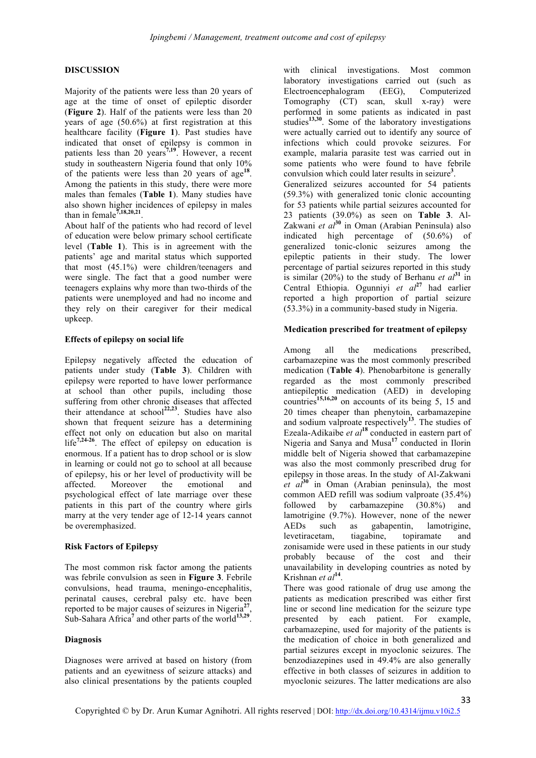## DISCUSSION

Majority of the patients were less than 20 years of age at the time of onset of epileptic disorder (**Figure 2**). Half of the patients were less than 20 years of age (50.6%) at first registration at this healthcare facility (**Figure 1**). Past studies have indicated that onset of epilepsy is common in patients less than 20 years[7,19]. However, a recent study in southeastern Nigeria found that only 10% of the patients were less than 20 years of age[18]. Among the patients in this study, there were more males than females (**Table 1**). Many studies have also shown higher incidences of epilepsy in males than in female[7,18,20,21].

About half of the patients who had record of level of education were below primary school certificate level (**Table 1**). This is in agreement with the patients' age and marital status which supported that most (45.1%) were children/teenagers and were single. The fact that a good number were teenagers explains why more than two-thirds of the patients were unemployed and had no income and they rely on their caregiver for their medical upkeep.

### Effects of epilepsy on social life

Epilepsy negatively affected the education of patients under study (**Table 3**). Children with epilepsy were reported to have lower performance at school than other pupils, including those suffering from other chronic diseases that affected their attendance at school[22,23]. Studies have also shown that frequent seizure has a determining effect not only on education but also on marital life[7,24-26]. The effect of epilepsy on education is enormous. If a patient has to drop school or is slow in learning or could not go to school at all because of epilepsy, his or her level of productivity will be affected. Moreover the emotional and psychological effect of late marriage over these patients in this part of the country where girls marry at the very tender age of 12-14 years cannot be overemphasized.

### Risk Factors of Epilepsy

The most common risk factor among the patients was febrile convulsion as seen in **Figure 3**. Febrile convulsions, head trauma, meningo-encephalitis, perinatal causes, cerebral palsy etc. have been reported to be major causes of seizures in Nigeria[27], Sub-Sahara Africa[7] and other parts of the world[13,29].

### Diagnosis

Diagnoses were arrived at based on history (from patients and an eyewitness of seizure attacks) and also clinical presentations by the patients coupled with clinical investigations. Most common laboratory investigations carried out (such as Electroencephalogram (EEG), Computerized Tomography (CT) scan, skull x-ray) were performed in some patients as indicated in past studies[13,30]. Some of the laboratory investigations were actually carried out to identify any source of infections which could provoke seizures. For example, malaria parasite test was carried out in some patients who were found to have febrile convulsion which could later results in seizure[3].

Generalized seizures accounted for 54 patients (59.3%) with generalized tonic clonic accounting for 53 patients while partial seizures accounted for 23 patients (39.0%) as seen on **Table 3**. Al-Zakwani *et al*[30] in Oman (Arabian Peninsula) also indicated high percentage of (50.6%) of generalized tonic-clonic seizures among the epileptic patients in their study. The lower percentage of partial seizures reported in this study is similar (20%) to the study of Berhanu *et al*[31] in Central Ethiopia. Ogunniyi *et al*[27] had earlier reported a high proportion of partial seizure (53.3%) in a community-based study in Nigeria.

### Medication prescribed for treatment of epilepsy

Among all the medications prescribed, carbamazepine was the most commonly prescribed medication (**Table 4**). Phenobarbitone is generally regarded as the most commonly prescribed antiepileptic medication (AED) in developing countries[15,16,20] on accounts of its being 5, 15 and 20 times cheaper than phenytoin, carbamazepine and sodium valproate respectively[13]. The studies of Ezeala-Adikaibe *et al*[18] conducted in eastern part of Nigeria and Sanya and Musa[17] conducted in Ilorin middle belt of Nigeria showed that carbamazepine was also the most commonly prescribed drug for epilepsy in those areas. In the study of Al-Zakwani *et al*[30] in Oman (Arabian peninsula), the most common AED refill was sodium valproate (35.4%) followed by carbamazepine (30.8%) and lamotrigine (9.7%). However, none of the newer AEDs such as gabapentin, lamotrigine, levetiracetam, tiagabine, topiramate and zonisamide were used in these patients in our study probably because of the cost and their unavailability in developing countries as noted by Krishnan *et al*[14].

There was good rationale of drug use among the patients as medication prescribed was either first line or second line medication for the seizure type presented by each patient. For example, carbamazepine, used for majority of the patients is the medication of choice in both generalized and partial seizures except in myoclonic seizures. The benzodiazepines used in 49.4% are also generally effective in both classes of seizures in addition to myoclonic seizures. The latter medications are also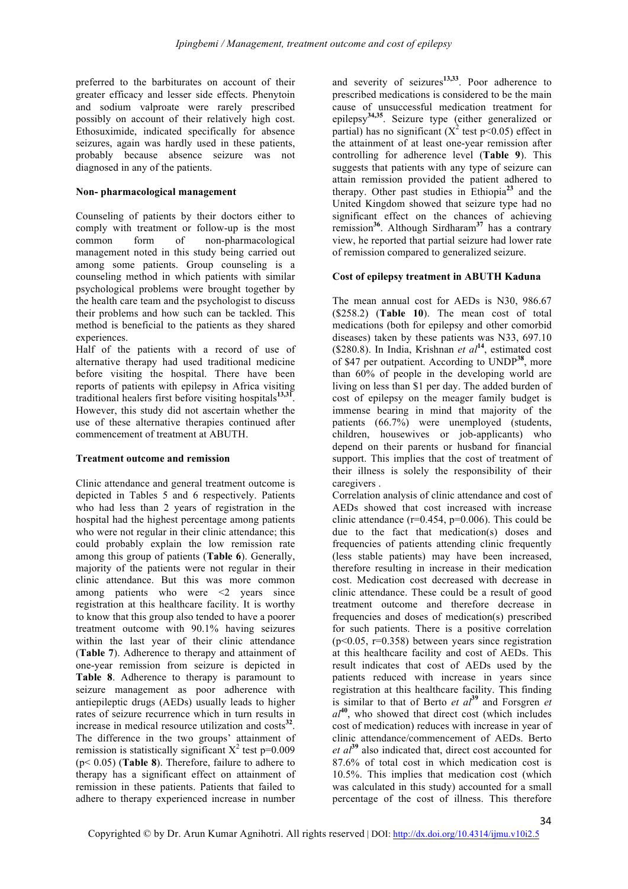preferred to the barbiturates on account of their greater efficacy and lesser side effects. Phenytoin and sodium valproate were rarely prescribed possibly on account of their relatively high cost. Ethosuximide, indicated specifically for absence seizures, again was hardly used in these patients, probably because absence seizure was not diagnosed in any of the patients.

**Non- pharmacological management**

Counseling of patients by their doctors either to comply with treatment or follow-up is the most common form of non-pharmacological management noted in this study being carried out among some patients. Group counseling is a counseling method in which patients with similar psychological problems were brought together by the health care team and the psychologist to discuss their problems and how such can be tackled. This method is beneficial to the patients as they shared experiences.

Half of the patients with a record of use of alternative therapy had used traditional medicine before visiting the hospital. There have been reports of patients with epilepsy in Africa visiting traditional healers first before visiting hospitals[13,31]. However, this study did not ascertain whether the use of these alternative therapies continued after commencement of treatment at ABUTH.

**Treatment outcome and remission**

Clinic attendance and general treatment outcome is depicted in Tables 5 and 6 respectively. Patients who had less than 2 years of registration in the hospital had the highest percentage among patients who were not regular in their clinic attendance; this could probably explain the low remission rate among this group of patients (**Table 6**). Generally, majority of the patients were not regular in their clinic attendance. But this was more common among patients who were <2 years since registration at this healthcare facility. It is worthy to know that this group also tended to have a poorer treatment outcome with 90.1% having seizures within the last year of their clinic attendance (**Table 7**). Adherence to therapy and attainment of one-year remission from seizure is depicted in **Table 8**. Adherence to therapy is paramount to seizure management as poor adherence with antiepileptic drugs (AEDs) usually leads to higher rates of seizure recurrence which in turn results in increase in medical resource utilization and costs[32]. The difference in the two groups' attainment of remission is statistically significant $X^2$ test p=0.009 ($p< 0.05$) (**Table 8**). Therefore, failure to adhere to therapy has a significant effect on attainment of remission in these patients. Patients that failed to adhere to therapy experienced increase in number and severity of seizures[13,33]. Poor adherence to prescribed medications is considered to be the main cause of unsuccessful medication treatment for epilepsy[34,35]. Seizure type (either generalized or partial) has no significant ($X^2$ test $p<0.05$) effect in the attainment of at least one-year remission after controlling for adherence level (**Table 9**). This suggests that patients with any type of seizure can attain remission provided the patient adhered to therapy. Other past studies in Ethiopia[23] and the United Kingdom showed that seizure type had no significant effect on the chances of achieving remission[36]. Although Sirdharam[37] has a contrary view, he reported that partial seizure had lower rate of remission compared to generalized seizure.

**Cost of epilepsy treatment in ABUTH Kaduna**

The mean annual cost for AEDs is N30, 986.67 ($258.2) (**Table 10**). The mean cost of total medications (both for epilepsy and other comorbid diseases) taken by these patients was N33, 697.10 ($280.8). In India, Krishnan *et al*[14], estimated cost of $47 per outpatient. According to UNDP[38], more than 60% of people in the developing world are living on less than $1 per day. The added burden of cost of epilepsy on the meager family budget is immense bearing in mind that majority of the patients (66.7%) were unemployed (students, children, housewives or job-applicants) who depend on their parents or husband for financial support. This implies that the cost of treatment of their illness is solely the responsibility of their caregivers .

Correlation analysis of clinic attendance and cost of AEDs showed that cost increased with increase clinic attendance (r=0.454, p=0.006). This could be due to the fact that medication(s) doses and frequencies of patients attending clinic frequently (less stable patients) may have been increased, therefore resulting in increase in their medication cost. Medication cost decreased with decrease in clinic attendance. These could be a result of good treatment outcome and therefore decrease in frequencies and doses of medication(s) prescribed for such patients. There is a positive correlation ($p<0.05$, r=0.358) between years since registration at this healthcare facility and cost of AEDs. This result indicates that cost of AEDs used by the patients reduced with increase in years since registration at this healthcare facility. This finding is similar to that of Berto *et al*[39] and Forsgren *et al*[40], who showed that direct cost (which includes cost of medication) reduces with increase in year of clinic attendance/commencement of AEDs. Berto *et al*[39] also indicated that, direct cost accounted for 87.6% of total cost in which medication cost is 10.5%. This implies that medication cost (which was calculated in this study) accounted for a small percentage of the cost of illness. This therefore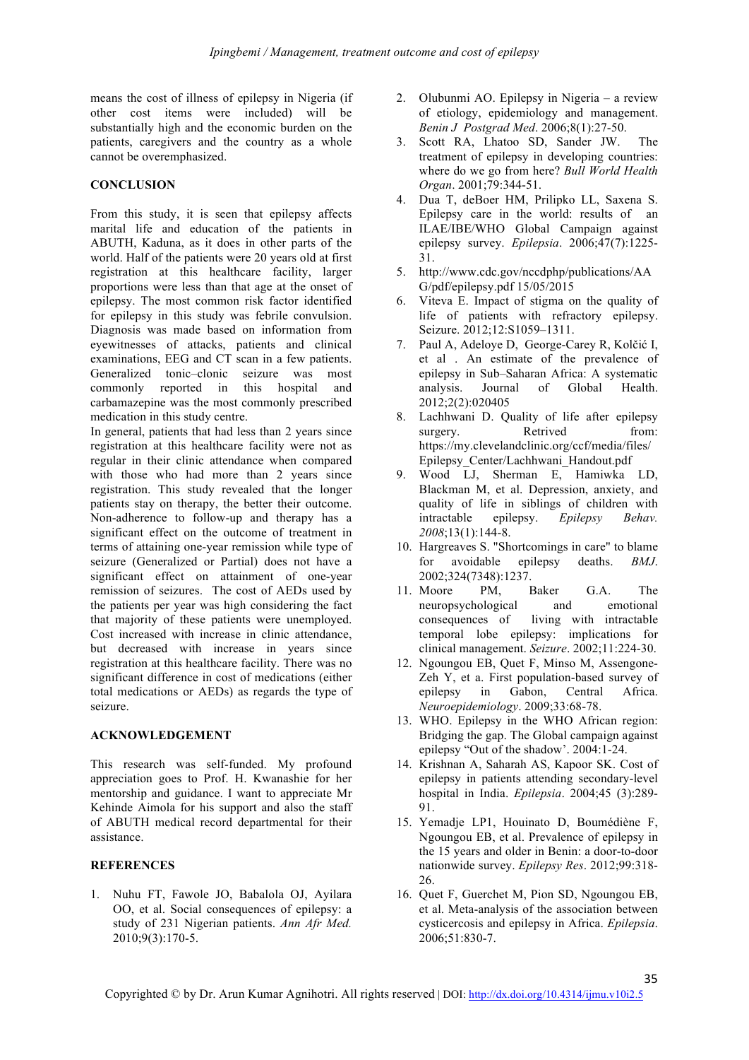means the cost of illness of epilepsy in Nigeria (if other cost items were included) will be substantially high and the economic burden on the patients, caregivers and the country as a whole cannot be overemphasized.

## CONCLUSION

From this study, it is seen that epilepsy affects marital life and education of the patients in ABUTH, Kaduna, as it does in other parts of the world. Half of the patients were 20 years old at first registration at this healthcare facility, larger proportions were less than that age at the onset of epilepsy. The most common risk factor identified for epilepsy in this study was febrile convulsion. Diagnosis was made based on information from eyewitnesses of attacks, patients and clinical examinations, EEG and CT scan in a few patients. Generalized tonic–clonic seizure was most commonly reported in this hospital and carbamazepine was the most commonly prescribed medication in this study centre.

In general, patients that had less than 2 years since registration at this healthcare facility were not as regular in their clinic attendance when compared with those who had more than 2 years since registration. This study revealed that the longer patients stay on therapy, the better their outcome. Non-adherence to follow-up and therapy has a significant effect on the outcome of treatment in terms of attaining one-year remission while type of seizure (Generalized or Partial) does not have a significant effect on attainment of one-year remission of seizures. The cost of AEDs used by the patients per year was high considering the fact that majority of these patients were unemployed. Cost increased with increase in clinic attendance, but decreased with increase in years since registration at this healthcare facility. There was no significant difference in cost of medications (either total medications or AEDs) as regards the type of seizure.

## ACKNOWLEDGEMENT

This research was self-funded. My profound appreciation goes to Prof. H. Kwanashie for her mentorship and guidance. I want to appreciate Mr Kehinde Aimola for his support and also the staff of ABUTH medical record departmental for their assistance.

## REFERENCES

1. Nuhu FT, Fawole JO, Babalola OJ, Ayilara OO, et al. Social consequences of epilepsy: a study of 231 Nigerian patients. *Ann Afr Med.* 2010;9(3):170-5.
2. Olubunmi AO. Epilepsy in Nigeria – a review of etiology, epidemiology and management. *Benin J Postgrad Med*. 2006;8(1):27-50.
3. Scott RA, Lhatoo SD, Sander JW. The treatment of epilepsy in developing countries: where do we go from here? *Bull World Health Organ*. 2001;79:344-51.
4. Dua T, deBoer HM, Prilipko LL, Saxena S. Epilepsy care in the world: results of an ILAE/IBE/WHO Global Campaign against epilepsy survey. *Epilepsia*. 2006;47(7):1225-31.
5. http://www.cdc.gov/nccdphp/publications/AAG/pdf/epilepsy.pdf 15/05/2015
6. Viteva E. Impact of stigma on the quality of life of patients with refractory epilepsy. Seizure. 2012;12:S1059–1311.
7. Paul A, Adeloye D, George-Carey R, Kolčić I, et al . An estimate of the prevalence of epilepsy in Sub–Saharan Africa: A systematic analysis. Journal of Global Health. 2012;2(2):020405
8. Lachhwani D. Quality of life after epilepsy surgery. Retrived from: https://my.clevelandclinic.org/ccf/media/files/Epilepsy_Center/Lachhwani_Handout.pdf
9. Wood LJ, Sherman E, Hamiwka LD, Blackman M, et al. Depression, anxiety, and quality of life in siblings of children with intractable epilepsy. *Epilepsy Behav. 2008*;13(1):144-8.
10. Hargreaves S. "Shortcomings in care" to blame for avoidable epilepsy deaths. *BMJ*. 2002;324(7348):1237.
11. Moore PM, Baker G.A. The neuropsychological and emotional consequences of living with intractable temporal lobe epilepsy: implications for clinical management. *Seizure*. 2002;11:224-30.
12. Ngoungou EB, Quet F, Minso M, Assengone-Zeh Y, et a. First population-based survey of epilepsy in Gabon, Central Africa. *Neuroepidemiology*. 2009;33:68-78.
13. WHO. Epilepsy in the WHO African region: Bridging the gap. The Global campaign against epilepsy "Out of the shadow'. 2004:1-24.
14. Krishnan A, Saharah AS, Kapoor SK. Cost of epilepsy in patients attending secondary-level hospital in India. *Epilepsia*. 2004;45 (3):289-91.
15. Yemadje LP1, Houinato D, Boumédiène F, Ngoungou EB, et al. Prevalence of epilepsy in the 15 years and older in Benin: a door-to-door nationwide survey. *Epilepsy Res*. 2012;99:318-26.
16. Quet F, Guerchet M, Pion SD, Ngoungou EB, et al. Meta-analysis of the association between cysticercosis and epilepsy in Africa. *Epilepsia*. 2006;51:830-7.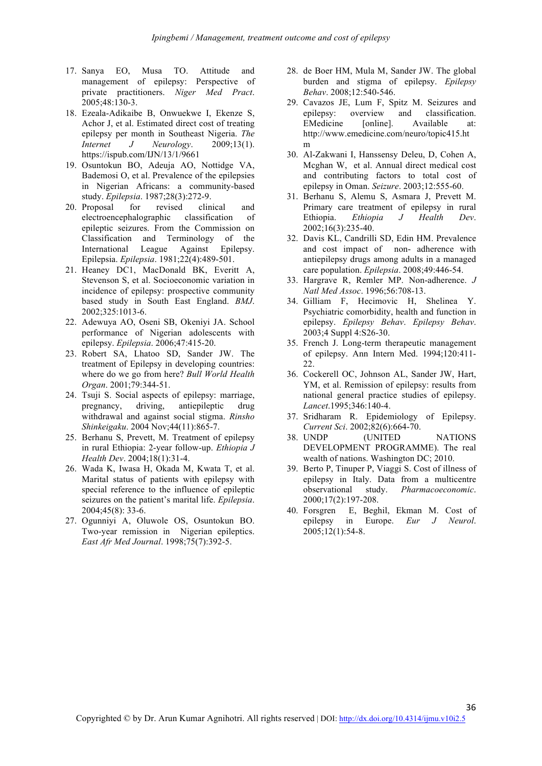17. Sanya EO, Musa TO. Attitude and management of epilepsy: Perspective of private practitioners. *Niger Med Pract*. 2005;48:130-3.
18. Ezeala-Adikaibe B, Onwuekwe I, Ekenze S, Achor J, et al. Estimated direct cost of treating epilepsy per month in Southeast Nigeria. *The Internet J Neurology*. 2009;13(1). https://ispub.com/IJN/13/1/9661
19. Osuntokun BO, Adeuja AO, Nottidge VA, Bademosi O, et al. Prevalence of the epilepsies in Nigerian Africans: a community-based study. *Epilepsia*. 1987;28(3):272-9.
20. Proposal for revised clinical and electroencephalographic classification of epileptic seizures. From the Commission on Classification and Terminology of the International League Against Epilepsy. Epilepsia. *Epilepsia*. 1981;22(4):489-501.
21. Heaney DC1, MacDonald BK, Everitt A, Stevenson S, et al. Socioeconomic variation in incidence of epilepsy: prospective community based study in South East England. *BMJ*. 2002;325:1013-6.
22. Adewuya AO, Oseni SB, Okeniyi JA. School performance of Nigerian adolescents with epilepsy. *Epilepsia*. 2006;47:415-20.
23. Robert SA, Lhatoo SD, Sander JW. The treatment of Epilepsy in developing countries: where do we go from here? *Bull World Health Organ*. 2001;79:344-51.
24. Tsuji S. Social aspects of epilepsy: marriage, pregnancy, driving, antiepileptic drug withdrawal and against social stigma. *Rinsho Shinkeigaku*. 2004 Nov;44(11):865-7.
25. Berhanu S, Prevett, M. Treatment of epilepsy in rural Ethiopia: 2-year follow-up. *Ethiopia J Health Dev*. 2004;18(1):31-4.
26. Wada K, Iwasa H, Okada M, Kwata T, et al. Marital status of patients with epilepsy with special reference to the influence of epileptic seizures on the patient's marital life. *Epilepsia*. 2004;45(8): 33-6.
27. Ogunniyi A, Oluwole OS, Osuntokun BO. Two-year remission in Nigerian epileptics. *East Afr Med Journal*. 1998;75(7):392-5.
28. de Boer HM, Mula M, Sander JW. The global burden and stigma of epilepsy. *Epilepsy Behav*. 2008;12:540-546.
29. Cavazos JE, Lum F, Spitz M. Seizures and epilepsy: overview and classification. EMedicine [online]. Available at: http://www.emedicine.com/neuro/topic415.htm
30. Al-Zakwani I, Hanssensy Deleu, D, Cohen A, Mcghan W, et al. Annual direct medical cost and contributing factors to total cost of epilepsy in Oman. *Seizure*. 2003;12:555-60.
31. Berhanu S, Alemu S, Asmara J, Prevett M. Primary care treatment of epilepsy in rural Ethiopia. *Ethiopia J Health Dev*. 2002;16(3):235-40.
32. Davis KL, Candrilli SD, Edin HM. Prevalence and cost impact of non- adherence with antiepilepsy drugs among adults in a managed care population. *Epilepsia*. 2008;49:446-54.
33. Hargrave R, Remler MP. Non-adherence. *J Natl Med Assoc*. 1996;56:708-13.
34. Gilliam F, Hecimovic H, Shelinea Y. Psychiatric comorbidity, health and function in epilepsy. *Epilepsy Behav*. *Epilepsy Behav*. 2003;4 Suppl 4:S26-30.
35. French J. Long-term therapeutic management of epilepsy. Ann Intern Med. 1994;120:411-22.
36. Cockerell OC, Johnson AL, Sander JW, Hart, YM, et al. Remission of epilepsy: results from national general practice studies of epilepsy. *Lancet*.1995;346:140-4.
37. Sridharam R. Epidemiology of Epilepsy. *Current Sci*. 2002;82(6):664-70.
38. UNDP (UNITED NATIONS DEVELOPMENT PROGRAMME). The real wealth of nations. Washington DC; 2010.
39. Berto P, Tinuper P, Viaggi S. Cost of illness of epilepsy in Italy. Data from a multicentre observational study. *Pharmacoeconomic*. 2000;17(2):197-208.
40. Forsgren E, Beghil, Ekman M. Cost of epilepsy in Europe. *Eur J Neurol*. 2005;12(1):54-8.